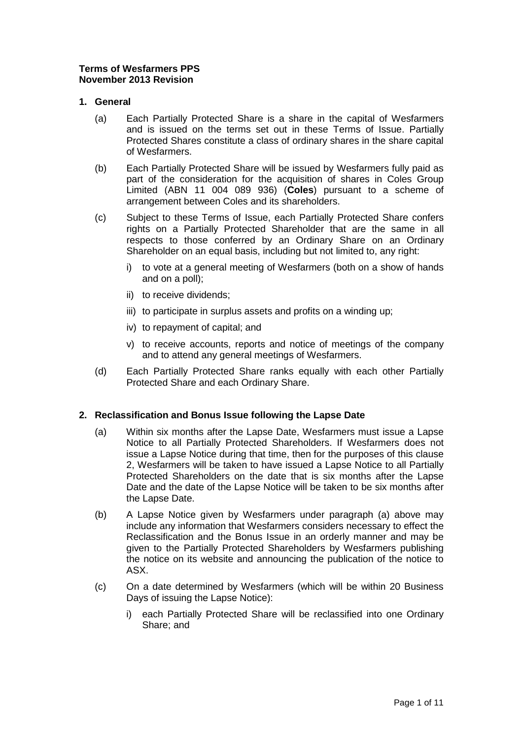**Terms of Wesfarmers PPS**
**November 2013 Revision**

## 1. General

(a) Each Partially Protected Share is a share in the capital of Wesfarmers and is issued on the terms set out in these Terms of Issue. Partially Protected Shares constitute a class of ordinary shares in the share capital of Wesfarmers.

(b) Each Partially Protected Share will be issued by Wesfarmers fully paid as part of the consideration for the acquisition of shares in Coles Group Limited (ABN 11 004 089 936) (**Coles**) pursuant to a scheme of arrangement between Coles and its shareholders.

(c) Subject to these Terms of Issue, each Partially Protected Share confers rights on a Partially Protected Shareholder that are the same in all respects to those conferred by an Ordinary Share on an Ordinary Shareholder on an equal basis, including but not limited to, any right:

i) to vote at a general meeting of Wesfarmers (both on a show of hands and on a poll);

ii) to receive dividends;

iii) to participate in surplus assets and profits on a winding up;

iv) to repayment of capital; and

v) to receive accounts, reports and notice of meetings of the company and to attend any general meetings of Wesfarmers.

(d) Each Partially Protected Share ranks equally with each other Partially Protected Share and each Ordinary Share.

## 2. Reclassification and Bonus Issue following the Lapse Date

(a) Within six months after the Lapse Date, Wesfarmers must issue a Lapse Notice to all Partially Protected Shareholders. If Wesfarmers does not issue a Lapse Notice during that time, then for the purposes of this clause 2, Wesfarmers will be taken to have issued a Lapse Notice to all Partially Protected Shareholders on the date that is six months after the Lapse Date and the date of the Lapse Notice will be taken to be six months after the Lapse Date.

(b) A Lapse Notice given by Wesfarmers under paragraph (a) above may include any information that Wesfarmers considers necessary to effect the Reclassification and the Bonus Issue in an orderly manner and may be given to the Partially Protected Shareholders by Wesfarmers publishing the notice on its website and announcing the publication of the notice to ASX.

(c) On a date determined by Wesfarmers (which will be within 20 Business Days of issuing the Lapse Notice):

i) each Partially Protected Share will be reclassified into one Ordinary Share; and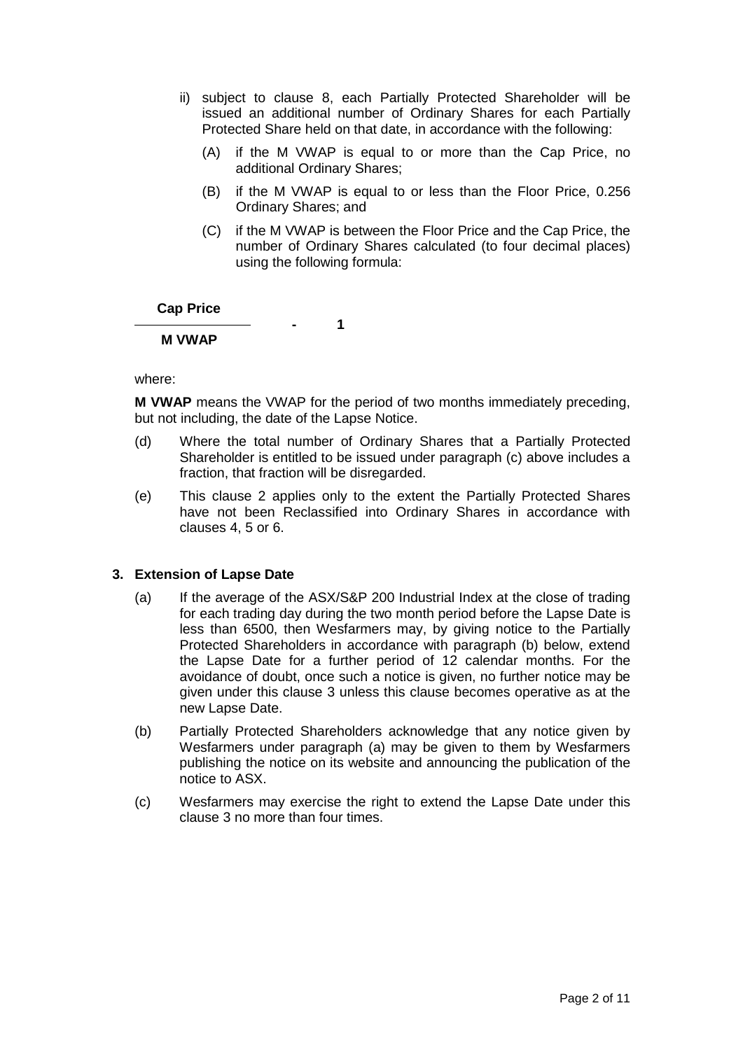ii) subject to clause 8, each Partially Protected Shareholder will be issued an additional number of Ordinary Shares for each Partially Protected Share held on that date, in accordance with the following:

   (A) if the M VWAP is equal to or more than the Cap Price, no additional Ordinary Shares;

   (B) if the M VWAP is equal to or less than the Floor Price, 0.256 Ordinary Shares; and

   (C) if the M VWAP is between the Floor Price and the Cap Price, the number of Ordinary Shares calculated (to four decimal places) using the following formula:

$$\frac{\textbf{Cap Price}}{\textbf{M VWAP}} - 1$$

where:

**M VWAP** means the VWAP for the period of two months immediately preceding, but not including, the date of the Lapse Notice.

(d) Where the total number of Ordinary Shares that a Partially Protected Shareholder is entitled to be issued under paragraph (c) above includes a fraction, that fraction will be disregarded.

(e) This clause 2 applies only to the extent the Partially Protected Shares have not been Reclassified into Ordinary Shares in accordance with clauses 4, 5 or 6.

### 3. Extension of Lapse Date

(a) If the average of the ASX/S&P 200 Industrial Index at the close of trading for each trading day during the two month period before the Lapse Date is less than 6500, then Wesfarmers may, by giving notice to the Partially Protected Shareholders in accordance with paragraph (b) below, extend the Lapse Date for a further period of 12 calendar months. For the avoidance of doubt, once such a notice is given, no further notice may be given under this clause 3 unless this clause becomes operative as at the new Lapse Date.

(b) Partially Protected Shareholders acknowledge that any notice given by Wesfarmers under paragraph (a) may be given to them by Wesfarmers publishing the notice on its website and announcing the publication of the notice to ASX.

(c) Wesfarmers may exercise the right to extend the Lapse Date under this clause 3 no more than four times.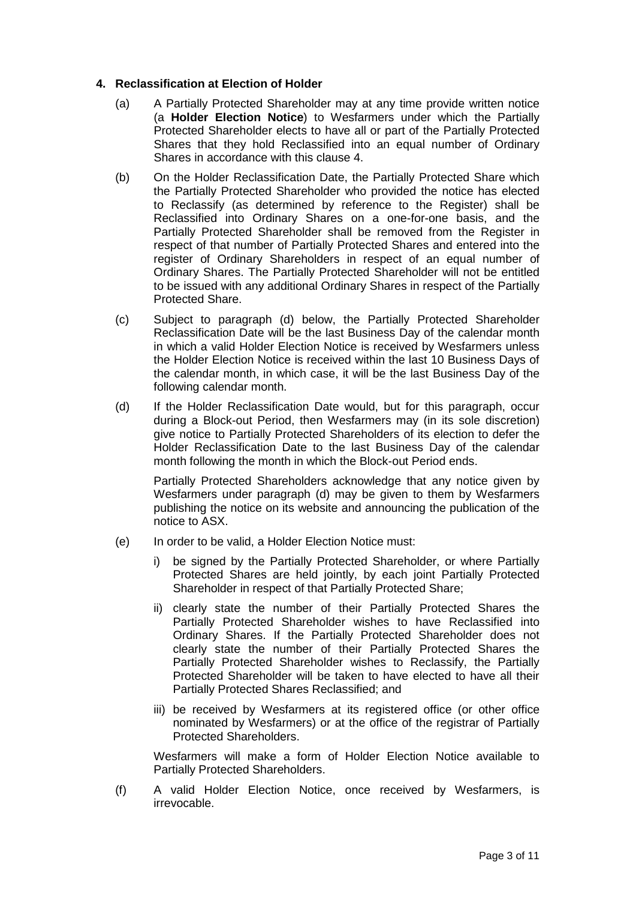## 4. Reclassification at Election of Holder

(a) A Partially Protected Shareholder may at any time provide written notice (a **Holder Election Notice**) to Wesfarmers under which the Partially Protected Shareholder elects to have all or part of the Partially Protected Shares that they hold Reclassified into an equal number of Ordinary Shares in accordance with this clause 4.

(b) On the Holder Reclassification Date, the Partially Protected Share which the Partially Protected Shareholder who provided the notice has elected to Reclassify (as determined by reference to the Register) shall be Reclassified into Ordinary Shares on a one-for-one basis, and the Partially Protected Shareholder shall be removed from the Register in respect of that number of Partially Protected Shares and entered into the register of Ordinary Shareholders in respect of an equal number of Ordinary Shares. The Partially Protected Shareholder will not be entitled to be issued with any additional Ordinary Shares in respect of the Partially Protected Share.

(c) Subject to paragraph (d) below, the Partially Protected Shareholder Reclassification Date will be the last Business Day of the calendar month in which a valid Holder Election Notice is received by Wesfarmers unless the Holder Election Notice is received within the last 10 Business Days of the calendar month, in which case, it will be the last Business Day of the following calendar month.

(d) If the Holder Reclassification Date would, but for this paragraph, occur during a Block-out Period, then Wesfarmers may (in its sole discretion) give notice to Partially Protected Shareholders of its election to defer the Holder Reclassification Date to the last Business Day of the calendar month following the month in which the Block-out Period ends.

Partially Protected Shareholders acknowledge that any notice given by Wesfarmers under paragraph (d) may be given to them by Wesfarmers publishing the notice on its website and announcing the publication of the notice to ASX.

(e) In order to be valid, a Holder Election Notice must:

i) be signed by the Partially Protected Shareholder, or where Partially Protected Shares are held jointly, by each joint Partially Protected Shareholder in respect of that Partially Protected Share;

ii) clearly state the number of their Partially Protected Shares the Partially Protected Shareholder wishes to have Reclassified into Ordinary Shares. If the Partially Protected Shareholder does not clearly state the number of their Partially Protected Shares the Partially Protected Shareholder wishes to Reclassify, the Partially Protected Shareholder will be taken to have elected to have all their Partially Protected Shares Reclassified; and

iii) be received by Wesfarmers at its registered office (or other office nominated by Wesfarmers) or at the office of the registrar of Partially Protected Shareholders.

Wesfarmers will make a form of Holder Election Notice available to Partially Protected Shareholders.

(f) A valid Holder Election Notice, once received by Wesfarmers, is irrevocable.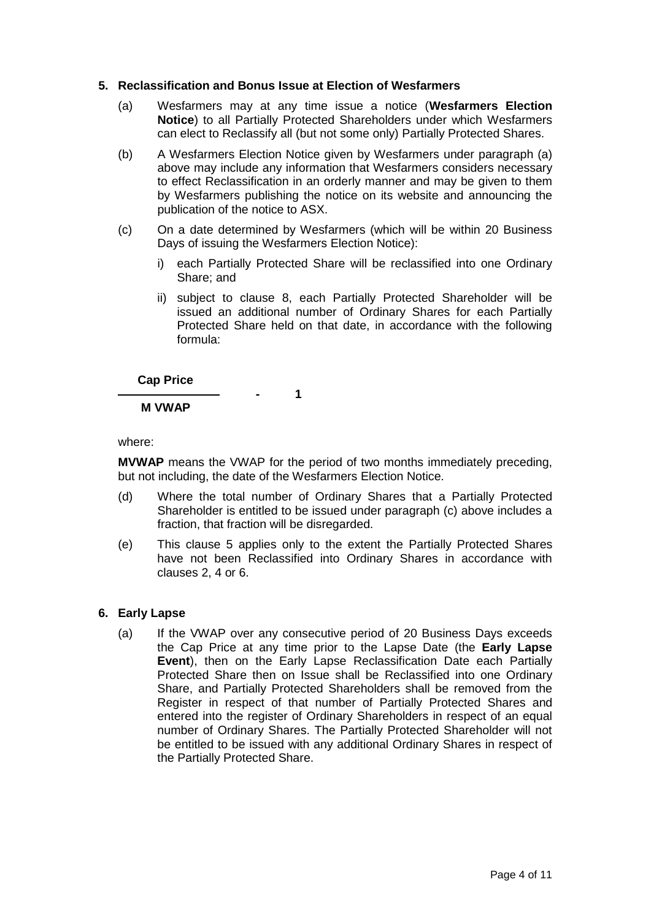## 5. Reclassification and Bonus Issue at Election of Wesfarmers

(a) Wesfarmers may at any time issue a notice (**Wesfarmers Election Notice**) to all Partially Protected Shareholders under which Wesfarmers can elect to Reclassify all (but not some only) Partially Protected Shares.

(b) A Wesfarmers Election Notice given by Wesfarmers under paragraph (a) above may include any information that Wesfarmers considers necessary to effect Reclassification in an orderly manner and may be given to them by Wesfarmers publishing the notice on its website and announcing the publication of the notice to ASX.

(c) On a date determined by Wesfarmers (which will be within 20 Business Days of issuing the Wesfarmers Election Notice):

i) each Partially Protected Share will be reclassified into one Ordinary Share; and

ii) subject to clause 8, each Partially Protected Shareholder will be issued an additional number of Ordinary Shares for each Partially Protected Share held on that date, in accordance with the following formula:

$$\frac{\textbf{Cap Price}}{\textbf{M VWAP}} - 1$$

where:

**MVWAP** means the VWAP for the period of two months immediately preceding, but not including, the date of the Wesfarmers Election Notice.

(d) Where the total number of Ordinary Shares that a Partially Protected Shareholder is entitled to be issued under paragraph (c) above includes a fraction, that fraction will be disregarded.

(e) This clause 5 applies only to the extent the Partially Protected Shares have not been Reclassified into Ordinary Shares in accordance with clauses 2, 4 or 6.

## 6. Early Lapse

(a) If the VWAP over any consecutive period of 20 Business Days exceeds the Cap Price at any time prior to the Lapse Date (the **Early Lapse Event**), then on the Early Lapse Reclassification Date each Partially Protected Share then on Issue shall be Reclassified into one Ordinary Share, and Partially Protected Shareholders shall be removed from the Register in respect of that number of Partially Protected Shares and entered into the register of Ordinary Shareholders in respect of an equal number of Ordinary Shares. The Partially Protected Shareholder will not be entitled to be issued with any additional Ordinary Shares in respect of the Partially Protected Share.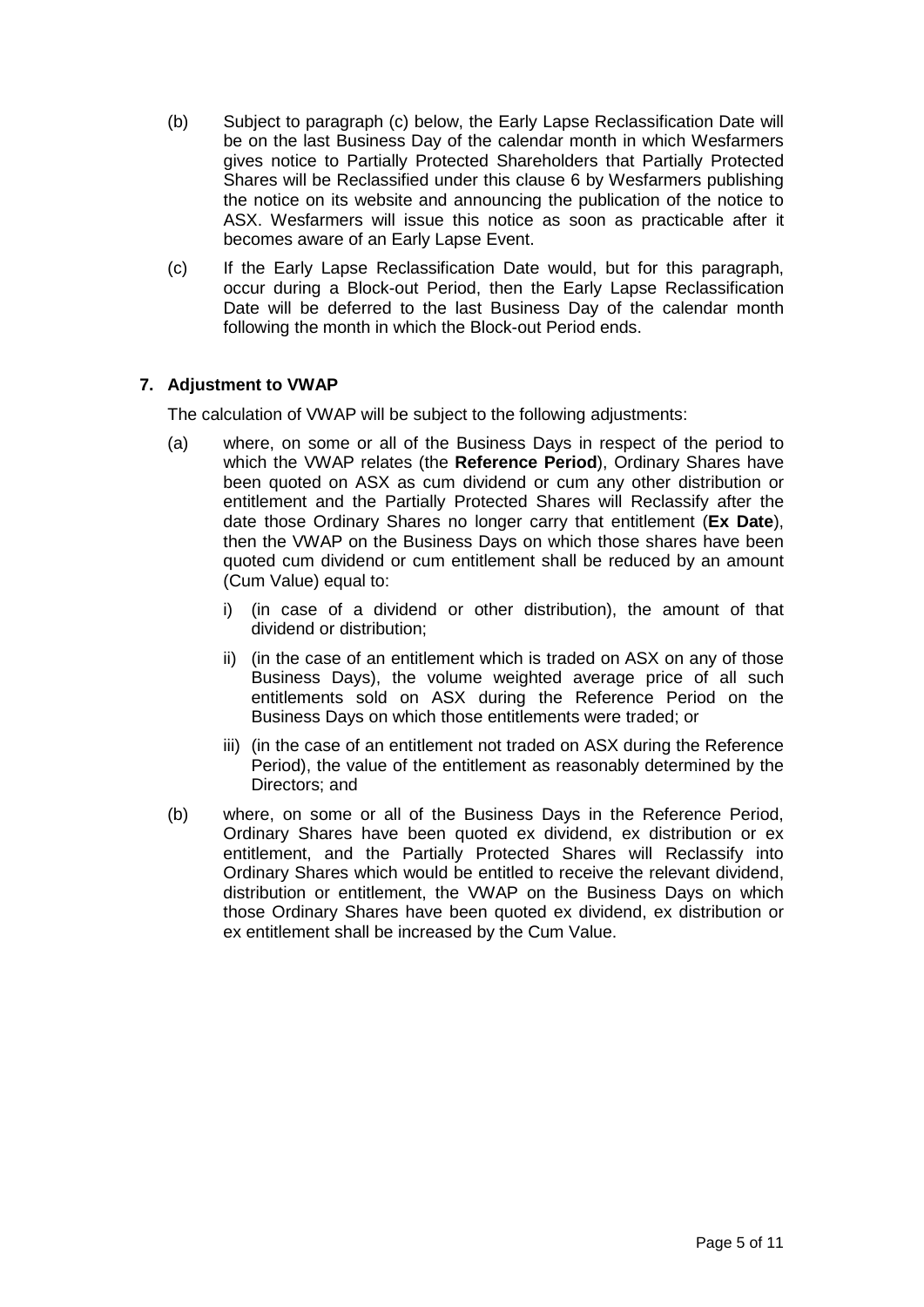(b) Subject to paragraph (c) below, the Early Lapse Reclassification Date will be on the last Business Day of the calendar month in which Wesfarmers gives notice to Partially Protected Shareholders that Partially Protected Shares will be Reclassified under this clause 6 by Wesfarmers publishing the notice on its website and announcing the publication of the notice to ASX. Wesfarmers will issue this notice as soon as practicable after it becomes aware of an Early Lapse Event.

(c) If the Early Lapse Reclassification Date would, but for this paragraph, occur during a Block-out Period, then the Early Lapse Reclassification Date will be deferred to the last Business Day of the calendar month following the month in which the Block-out Period ends.

## 7. Adjustment to VWAP

The calculation of VWAP will be subject to the following adjustments:

(a) where, on some or all of the Business Days in respect of the period to which the VWAP relates (the **Reference Period**), Ordinary Shares have been quoted on ASX as cum dividend or cum any other distribution or entitlement and the Partially Protected Shares will Reclassify after the date those Ordinary Shares no longer carry that entitlement (**Ex Date**), then the VWAP on the Business Days on which those shares have been quoted cum dividend or cum entitlement shall be reduced by an amount (Cum Value) equal to:

   i) (in case of a dividend or other distribution), the amount of that dividend or distribution;

   ii) (in the case of an entitlement which is traded on ASX on any of those Business Days), the volume weighted average price of all such entitlements sold on ASX during the Reference Period on the Business Days on which those entitlements were traded; or

   iii) (in the case of an entitlement not traded on ASX during the Reference Period), the value of the entitlement as reasonably determined by the Directors; and

(b) where, on some or all of the Business Days in the Reference Period, Ordinary Shares have been quoted ex dividend, ex distribution or ex entitlement, and the Partially Protected Shares will Reclassify into Ordinary Shares which would be entitled to receive the relevant dividend, distribution or entitlement, the VWAP on the Business Days on which those Ordinary Shares have been quoted ex dividend, ex distribution or ex entitlement shall be increased by the Cum Value.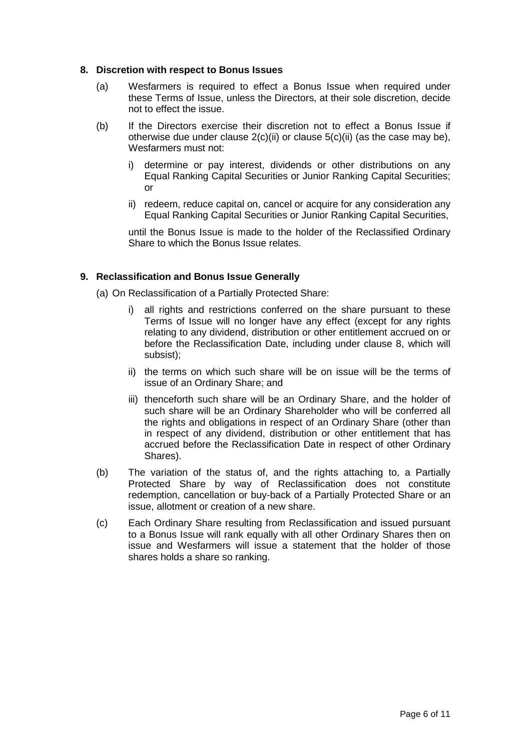## 8. Discretion with respect to Bonus Issues

(a) Wesfarmers is required to effect a Bonus Issue when required under these Terms of Issue, unless the Directors, at their sole discretion, decide not to effect the issue.

(b) If the Directors exercise their discretion not to effect a Bonus Issue if otherwise due under clause 2(c)(ii) or clause 5(c)(ii) (as the case may be), Wesfarmers must not:

  i) determine or pay interest, dividends or other distributions on any Equal Ranking Capital Securities or Junior Ranking Capital Securities; or

  ii) redeem, reduce capital on, cancel or acquire for any consideration any Equal Ranking Capital Securities or Junior Ranking Capital Securities,

  until the Bonus Issue is made to the holder of the Reclassified Ordinary Share to which the Bonus Issue relates.

## 9. Reclassification and Bonus Issue Generally

(a) On Reclassification of a Partially Protected Share:

  i) all rights and restrictions conferred on the share pursuant to these Terms of Issue will no longer have any effect (except for any rights relating to any dividend, distribution or other entitlement accrued on or before the Reclassification Date, including under clause 8, which will subsist);

  ii) the terms on which such share will be on issue will be the terms of issue of an Ordinary Share; and

  iii) thenceforth such share will be an Ordinary Share, and the holder of such share will be an Ordinary Shareholder who will be conferred all the rights and obligations in respect of an Ordinary Share (other than in respect of any dividend, distribution or other entitlement that has accrued before the Reclassification Date in respect of other Ordinary Shares).

(b) The variation of the status of, and the rights attaching to, a Partially Protected Share by way of Reclassification does not constitute redemption, cancellation or buy-back of a Partially Protected Share or an issue, allotment or creation of a new share.

(c) Each Ordinary Share resulting from Reclassification and issued pursuant to a Bonus Issue will rank equally with all other Ordinary Shares then on issue and Wesfarmers will issue a statement that the holder of those shares holds a share so ranking.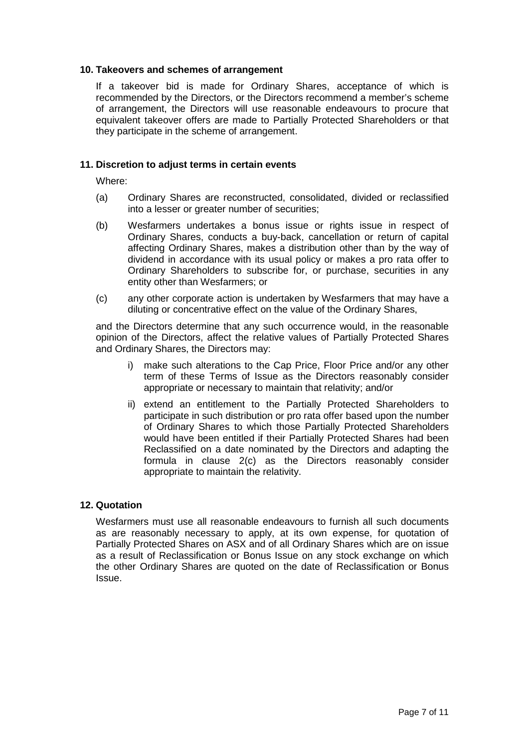**10. Takeovers and schemes of arrangement**

If a takeover bid is made for Ordinary Shares, acceptance of which is recommended by the Directors, or the Directors recommend a member's scheme of arrangement, the Directors will use reasonable endeavours to procure that equivalent takeover offers are made to Partially Protected Shareholders or that they participate in the scheme of arrangement.

**11. Discretion to adjust terms in certain events**

Where:

(a) Ordinary Shares are reconstructed, consolidated, divided or reclassified into a lesser or greater number of securities;

(b) Wesfarmers undertakes a bonus issue or rights issue in respect of Ordinary Shares, conducts a buy-back, cancellation or return of capital affecting Ordinary Shares, makes a distribution other than by the way of dividend in accordance with its usual policy or makes a pro rata offer to Ordinary Shareholders to subscribe for, or purchase, securities in any entity other than Wesfarmers; or

(c) any other corporate action is undertaken by Wesfarmers that may have a diluting or concentrative effect on the value of the Ordinary Shares,

and the Directors determine that any such occurrence would, in the reasonable opinion of the Directors, affect the relative values of Partially Protected Shares and Ordinary Shares, the Directors may:

i) make such alterations to the Cap Price, Floor Price and/or any other term of these Terms of Issue as the Directors reasonably consider appropriate or necessary to maintain that relativity; and/or

ii) extend an entitlement to the Partially Protected Shareholders to participate in such distribution or pro rata offer based upon the number of Ordinary Shares to which those Partially Protected Shareholders would have been entitled if their Partially Protected Shares had been Reclassified on a date nominated by the Directors and adapting the formula in clause 2(c) as the Directors reasonably consider appropriate to maintain the relativity.

**12. Quotation**

Wesfarmers must use all reasonable endeavours to furnish all such documents as are reasonably necessary to apply, at its own expense, for quotation of Partially Protected Shares on ASX and of all Ordinary Shares which are on issue as a result of Reclassification or Bonus Issue on any stock exchange on which the other Ordinary Shares are quoted on the date of Reclassification or Bonus Issue.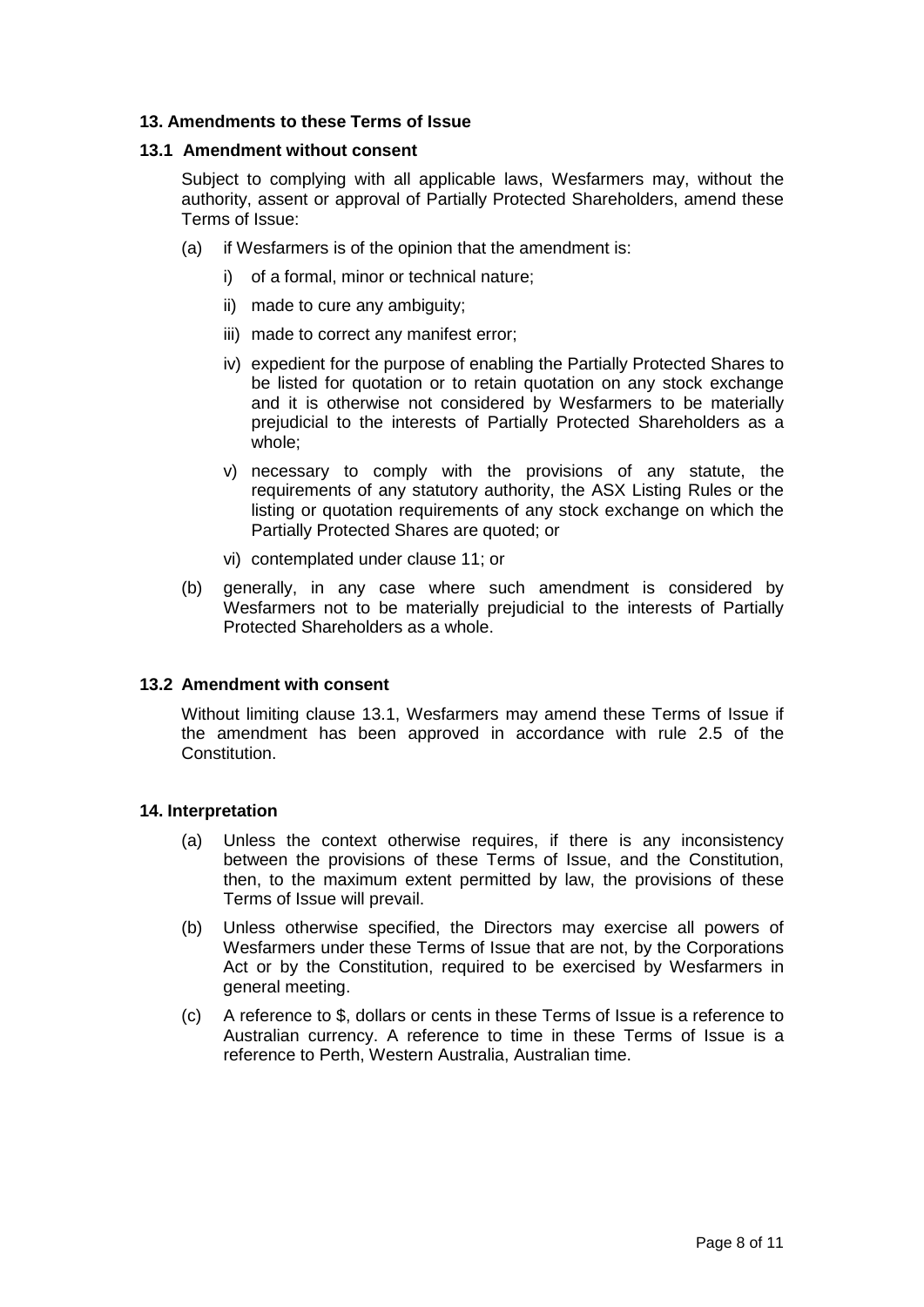## 13. Amendments to these Terms of Issue

### 13.1 Amendment without consent

Subject to complying with all applicable laws, Wesfarmers may, without the authority, assent or approval of Partially Protected Shareholders, amend these Terms of Issue:

(a) if Wesfarmers is of the opinion that the amendment is:

  i) of a formal, minor or technical nature;

  ii) made to cure any ambiguity;

  iii) made to correct any manifest error;

  iv) expedient for the purpose of enabling the Partially Protected Shares to be listed for quotation or to retain quotation on any stock exchange and it is otherwise not considered by Wesfarmers to be materially prejudicial to the interests of Partially Protected Shareholders as a whole;

  v) necessary to comply with the provisions of any statute, the requirements of any statutory authority, the ASX Listing Rules or the listing or quotation requirements of any stock exchange on which the Partially Protected Shares are quoted; or

  vi) contemplated under clause 11; or

(b) generally, in any case where such amendment is considered by Wesfarmers not to be materially prejudicial to the interests of Partially Protected Shareholders as a whole.

### 13.2 Amendment with consent

Without limiting clause 13.1, Wesfarmers may amend these Terms of Issue if the amendment has been approved in accordance with rule 2.5 of the Constitution.

## 14. Interpretation

(a) Unless the context otherwise requires, if there is any inconsistency between the provisions of these Terms of Issue, and the Constitution, then, to the maximum extent permitted by law, the provisions of these Terms of Issue will prevail.

(b) Unless otherwise specified, the Directors may exercise all powers of Wesfarmers under these Terms of Issue that are not, by the Corporations Act or by the Constitution, required to be exercised by Wesfarmers in general meeting.

(c) A reference to $, dollars or cents in these Terms of Issue is a reference to Australian currency. A reference to time in these Terms of Issue is a reference to Perth, Western Australia, Australian time.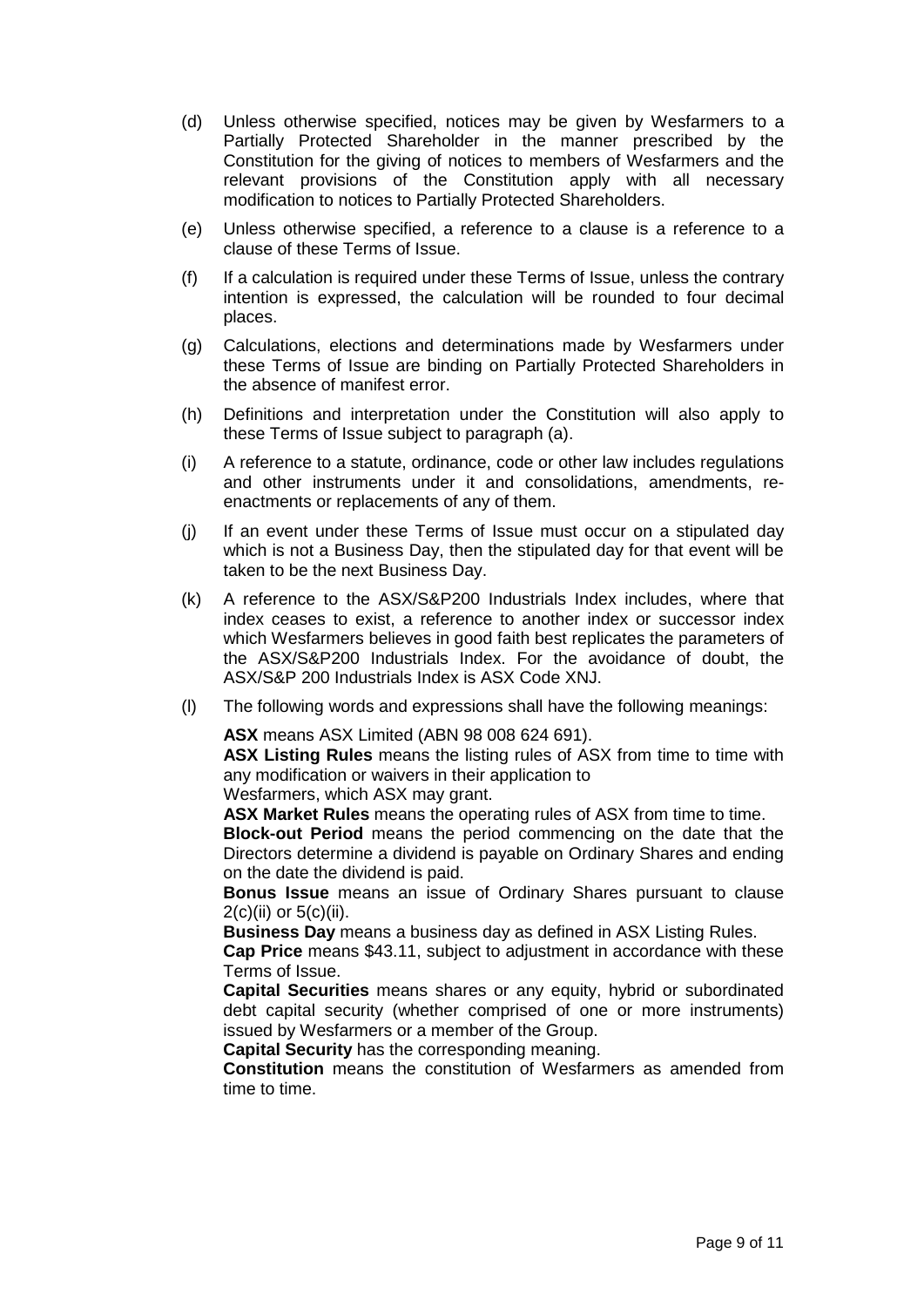(d) Unless otherwise specified, notices may be given by Wesfarmers to a Partially Protected Shareholder in the manner prescribed by the Constitution for the giving of notices to members of Wesfarmers and the relevant provisions of the Constitution apply with all necessary modification to notices to Partially Protected Shareholders.

(e) Unless otherwise specified, a reference to a clause is a reference to a clause of these Terms of Issue.

(f) If a calculation is required under these Terms of Issue, unless the contrary intention is expressed, the calculation will be rounded to four decimal places.

(g) Calculations, elections and determinations made by Wesfarmers under these Terms of Issue are binding on Partially Protected Shareholders in the absence of manifest error.

(h) Definitions and interpretation under the Constitution will also apply to these Terms of Issue subject to paragraph (a).

(i) A reference to a statute, ordinance, code or other law includes regulations and other instruments under it and consolidations, amendments, re-enactments or replacements of any of them.

(j) If an event under these Terms of Issue must occur on a stipulated day which is not a Business Day, then the stipulated day for that event will be taken to be the next Business Day.

(k) A reference to the ASX/S&P200 Industrials Index includes, where that index ceases to exist, a reference to another index or successor index which Wesfarmers believes in good faith best replicates the parameters of the ASX/S&P200 Industrials Index. For the avoidance of doubt, the ASX/S&P 200 Industrials Index is ASX Code XNJ.

(l) The following words and expressions shall have the following meanings:

**ASX** means ASX Limited (ABN 98 008 624 691).
**ASX Listing Rules** means the listing rules of ASX from time to time with any modification or waivers in their application to Wesfarmers, which ASX may grant.
**ASX Market Rules** means the operating rules of ASX from time to time.
**Block-out Period** means the period commencing on the date that the Directors determine a dividend is payable on Ordinary Shares and ending on the date the dividend is paid.
**Bonus Issue** means an issue of Ordinary Shares pursuant to clause 2(c)(ii) or 5(c)(ii).
**Business Day** means a business day as defined in ASX Listing Rules.
**Cap Price** means $43.11, subject to adjustment in accordance with these Terms of Issue.
**Capital Securities** means shares or any equity, hybrid or subordinated debt capital security (whether comprised of one or more instruments) issued by Wesfarmers or a member of the Group.
**Capital Security** has the corresponding meaning.
**Constitution** means the constitution of Wesfarmers as amended from time to time.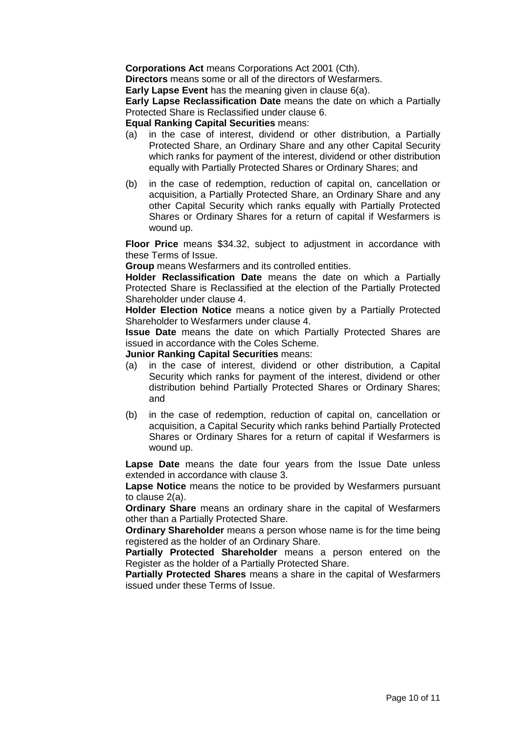**Corporations Act** means Corporations Act 2001 (Cth).

**Directors** means some or all of the directors of Wesfarmers.

**Early Lapse Event** has the meaning given in clause 6(a).

**Early Lapse Reclassification Date** means the date on which a Partially Protected Share is Reclassified under clause 6.

**Equal Ranking Capital Securities** means:

(a) in the case of interest, dividend or other distribution, a Partially Protected Share, an Ordinary Share and any other Capital Security which ranks for payment of the interest, dividend or other distribution equally with Partially Protected Shares or Ordinary Shares; and

(b) in the case of redemption, reduction of capital on, cancellation or acquisition, a Partially Protected Share, an Ordinary Share and any other Capital Security which ranks equally with Partially Protected Shares or Ordinary Shares for a return of capital if Wesfarmers is wound up.

**Floor Price** means $34.32, subject to adjustment in accordance with these Terms of Issue.

**Group** means Wesfarmers and its controlled entities.

**Holder Reclassification Date** means the date on which a Partially Protected Share is Reclassified at the election of the Partially Protected Shareholder under clause 4.

**Holder Election Notice** means a notice given by a Partially Protected Shareholder to Wesfarmers under clause 4.

**Issue Date** means the date on which Partially Protected Shares are issued in accordance with the Coles Scheme.

**Junior Ranking Capital Securities** means:

(a) in the case of interest, dividend or other distribution, a Capital Security which ranks for payment of the interest, dividend or other distribution behind Partially Protected Shares or Ordinary Shares; and

(b) in the case of redemption, reduction of capital on, cancellation or acquisition, a Capital Security which ranks behind Partially Protected Shares or Ordinary Shares for a return of capital if Wesfarmers is wound up.

**Lapse Date** means the date four years from the Issue Date unless extended in accordance with clause 3.

**Lapse Notice** means the notice to be provided by Wesfarmers pursuant to clause 2(a).

**Ordinary Share** means an ordinary share in the capital of Wesfarmers other than a Partially Protected Share.

**Ordinary Shareholder** means a person whose name is for the time being registered as the holder of an Ordinary Share.

**Partially Protected Shareholder** means a person entered on the Register as the holder of a Partially Protected Share.

**Partially Protected Shares** means a share in the capital of Wesfarmers issued under these Terms of Issue.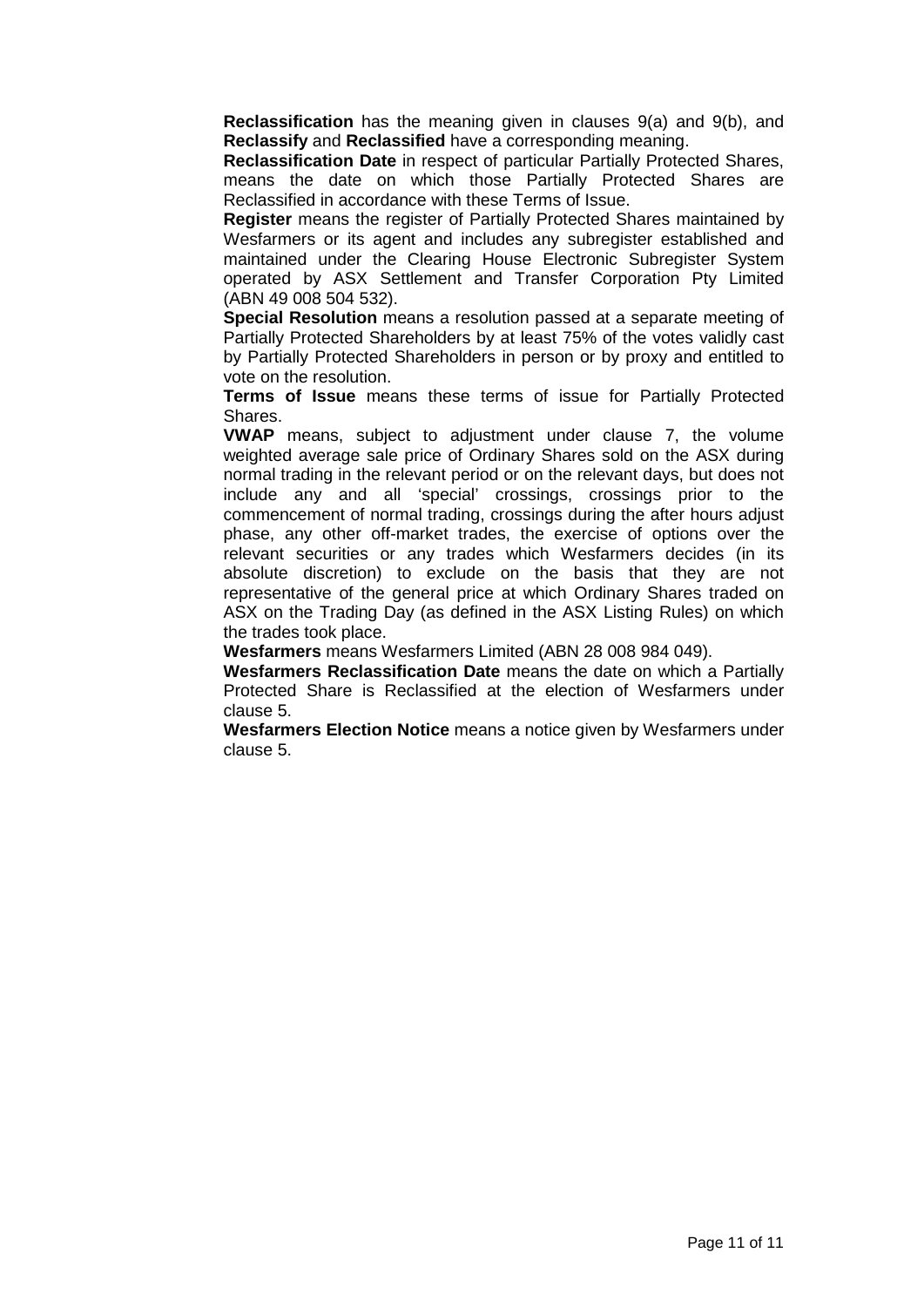**Reclassification** has the meaning given in clauses 9(a) and 9(b), and **Reclassify** and **Reclassified** have a corresponding meaning.

**Reclassification Date** in respect of particular Partially Protected Shares, means the date on which those Partially Protected Shares are Reclassified in accordance with these Terms of Issue.

**Register** means the register of Partially Protected Shares maintained by Wesfarmers or its agent and includes any subregister established and maintained under the Clearing House Electronic Subregister System operated by ASX Settlement and Transfer Corporation Pty Limited (ABN 49 008 504 532).

**Special Resolution** means a resolution passed at a separate meeting of Partially Protected Shareholders by at least 75% of the votes validly cast by Partially Protected Shareholders in person or by proxy and entitled to vote on the resolution.

**Terms of Issue** means these terms of issue for Partially Protected Shares.

**VWAP** means, subject to adjustment under clause 7, the volume weighted average sale price of Ordinary Shares sold on the ASX during normal trading in the relevant period or on the relevant days, but does not include any and all 'special' crossings, crossings prior to the commencement of normal trading, crossings during the after hours adjust phase, any other off-market trades, the exercise of options over the relevant securities or any trades which Wesfarmers decides (in its absolute discretion) to exclude on the basis that they are not representative of the general price at which Ordinary Shares traded on ASX on the Trading Day (as defined in the ASX Listing Rules) on which the trades took place.

**Wesfarmers** means Wesfarmers Limited (ABN 28 008 984 049).

**Wesfarmers Reclassification Date** means the date on which a Partially Protected Share is Reclassified at the election of Wesfarmers under clause 5.

**Wesfarmers Election Notice** means a notice given by Wesfarmers under clause 5.